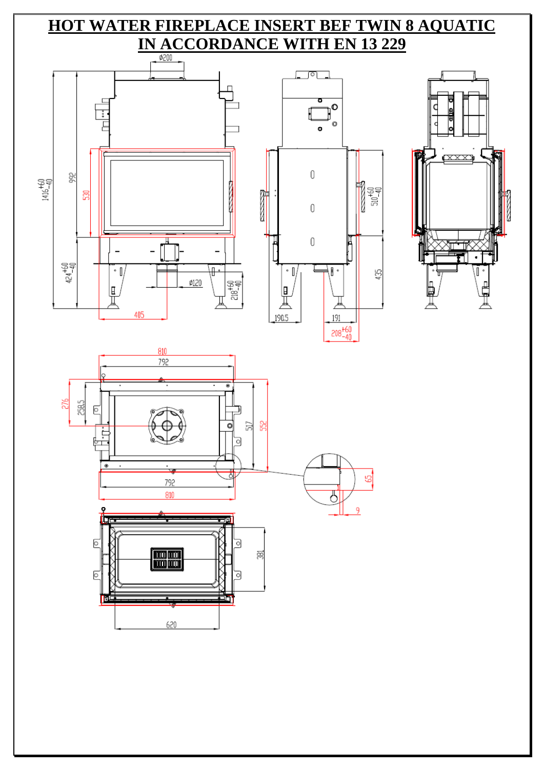# HOT WATER FIREPLACE INSERT BEF TWIN 8 AQUATIC
# IN ACCORDANCE WITH EN 13 229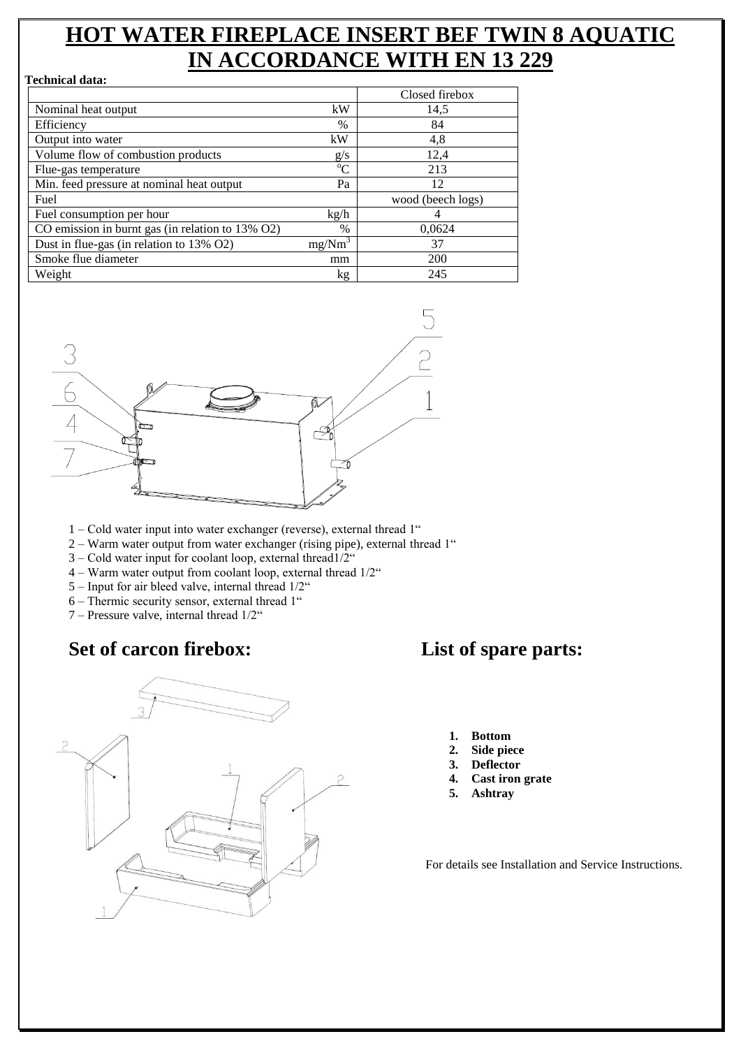# HOT WATER FIREPLACE INSERT BEF TWIN 8 AQUATIC IN ACCORDANCE WITH EN 13 229

**Technical data:**

| | | Closed firebox |
|---|---|---|
| Nominal heat output | kW | 14,5 |
| Efficiency | % | 84 |
| Output into water | kW | 4,8 |
| Volume flow of combustion products | g/s | 12,4 |
| Flue-gas temperature | °C | 213 |
| Min. feed pressure at nominal heat output | Pa | 12 |
| Fuel | | wood (beech logs) |
| Fuel consumption per hour | kg/h | 4 |
| CO emission in burnt gas (in relation to 13% O2) | % | 0,0624 |
| Dust in flue-gas (in relation to 13% O2) | $mg/Nm^3$ | 37 |
| Smoke flue diameter | mm | 200 |
| Weight | kg | 245 |

1 – Cold water input into water exchanger (reverse), external thread 1"
2 – Warm water output from water exchanger (rising pipe), external thread 1"
3 – Cold water input for coolant loop, external thread1/2"
4 – Warm water output from coolant loop, external thread 1/2"
5 – Input for air bleed valve, internal thread 1/2"
6 – Thermic security sensor, external thread 1"
7 – Pressure valve, internal thread 1/2"

## Set of carcon firebox:

## List of spare parts:

1. **Bottom**
2. **Side piece**
3. **Deflector**
4. **Cast iron grate**
5. **Ashtray**

For details see Installation and Service Instructions.